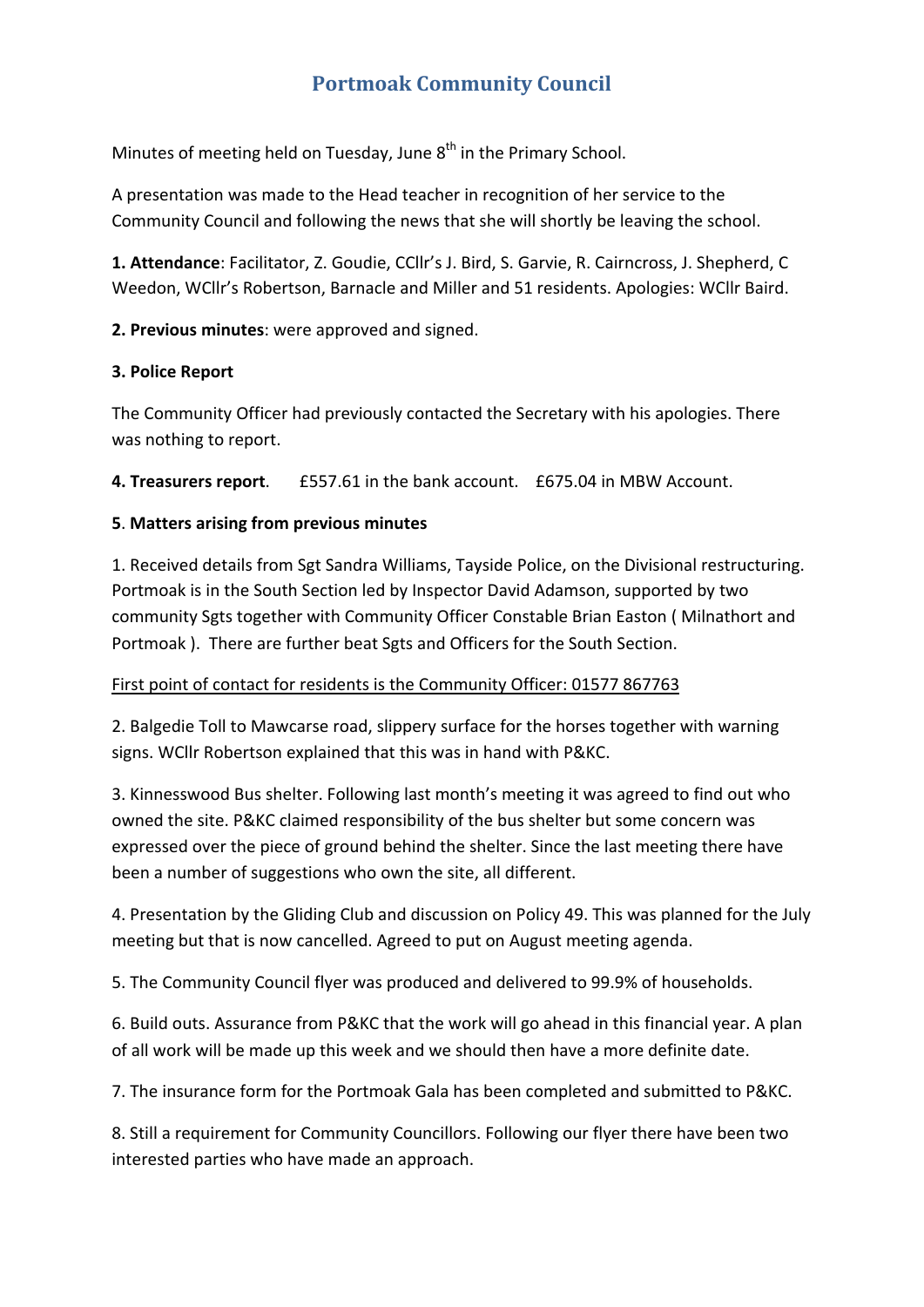# Portmoak Community Council

Minutes of meeting held on Tuesday, June 8th in the Primary School.

A presentation was made to the Head teacher in recognition of her service to the Community Council and following the news that she will shortly be leaving the school.

**1. Attendance**: Facilitator, Z. Goudie, CCllr's J. Bird, S. Garvie, R. Cairncross, J. Shepherd, C Weedon, WCllr's Robertson, Barnacle and Miller and 51 residents. Apologies: WCllr Baird.

**2. Previous minutes**: were approved and signed.

**3. Police Report**

The Community Officer had previously contacted the Secretary with his apologies. There was nothing to report.

**4. Treasurers report**. £557.61 in the bank account. £675.04 in MBW Account.

**5**. **Matters arising from previous minutes**

1. Received details from Sgt Sandra Williams, Tayside Police, on the Divisional restructuring. Portmoak is in the South Section led by Inspector David Adamson, supported by two community Sgts together with Community Officer Constable Brian Easton ( Milnathort and Portmoak ). There are further beat Sgts and Officers for the South Section.

<u>First point of contact for residents is the Community Officer: 01577 867763</u>

2. Balgedie Toll to Mawcarse road, slippery surface for the horses together with warning signs. WCllr Robertson explained that this was in hand with P&KC.

3. Kinnesswood Bus shelter. Following last month's meeting it was agreed to find out who owned the site. P&KC claimed responsibility of the bus shelter but some concern was expressed over the piece of ground behind the shelter. Since the last meeting there have been a number of suggestions who own the site, all different.

4. Presentation by the Gliding Club and discussion on Policy 49. This was planned for the July meeting but that is now cancelled. Agreed to put on August meeting agenda.

5. The Community Council flyer was produced and delivered to 99.9% of households.

6. Build outs. Assurance from P&KC that the work will go ahead in this financial year. A plan of all work will be made up this week and we should then have a more definite date.

7. The insurance form for the Portmoak Gala has been completed and submitted to P&KC.

8. Still a requirement for Community Councillors. Following our flyer there have been two interested parties who have made an approach.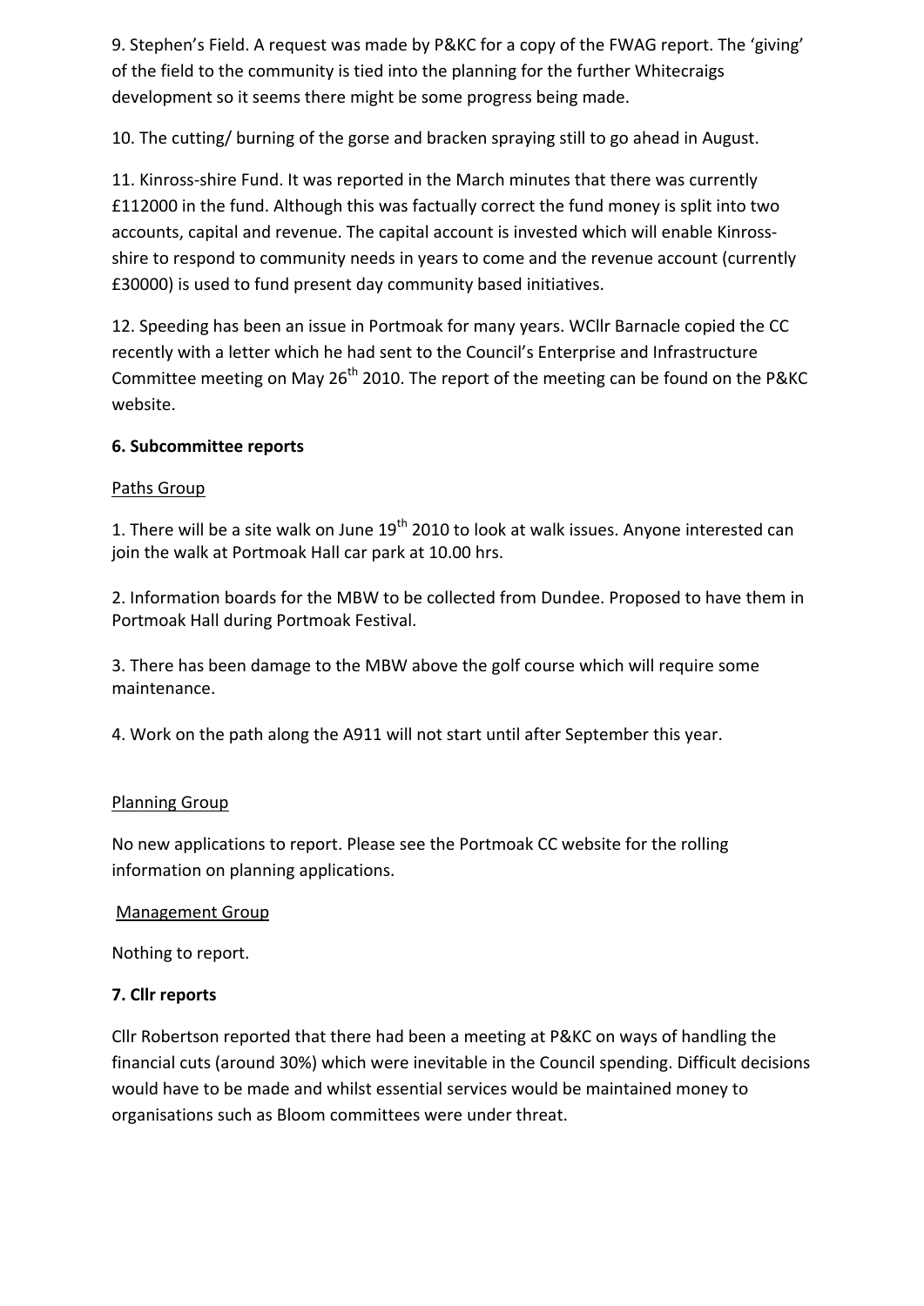9. Stephen's Field. A request was made by P&KC for a copy of the FWAG report. The 'giving' of the field to the community is tied into the planning for the further Whitecraigs development so it seems there might be some progress being made.

10. The cutting/ burning of the gorse and bracken spraying still to go ahead in August.

11. Kinross-shire Fund. It was reported in the March minutes that there was currently £112000 in the fund. Although this was factually correct the fund money is split into two accounts, capital and revenue. The capital account is invested which will enable Kinross-shire to respond to community needs in years to come and the revenue account (currently £30000) is used to fund present day community based initiatives.

12. Speeding has been an issue in Portmoak for many years. WCllr Barnacle copied the CC recently with a letter which he had sent to the Council's Enterprise and Infrastructure Committee meeting on May 26th 2010. The report of the meeting can be found on the P&KC website.

**6. Subcommittee reports**

Paths Group

1. There will be a site walk on June 19th 2010 to look at walk issues. Anyone interested can join the walk at Portmoak Hall car park at 10.00 hrs.

2. Information boards for the MBW to be collected from Dundee. Proposed to have them in Portmoak Hall during Portmoak Festival.

3. There has been damage to the MBW above the golf course which will require some maintenance.

4. Work on the path along the A911 will not start until after September this year.

Planning Group

No new applications to report. Please see the Portmoak CC website for the rolling information on planning applications.

Management Group

Nothing to report.

**7. Cllr reports**

Cllr Robertson reported that there had been a meeting at P&KC on ways of handling the financial cuts (around 30%) which were inevitable in the Council spending. Difficult decisions would have to be made and whilst essential services would be maintained money to organisations such as Bloom committees were under threat.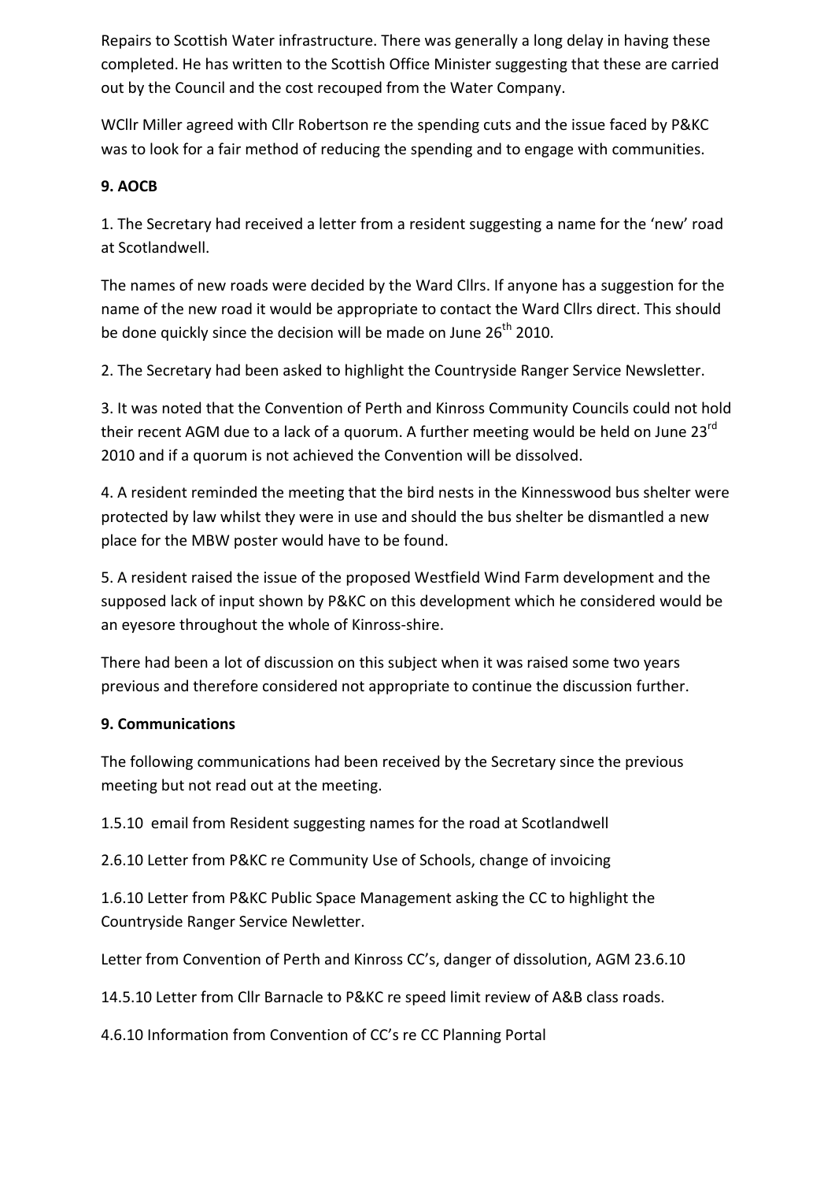Repairs to Scottish Water infrastructure. There was generally a long delay in having these completed. He has written to the Scottish Office Minister suggesting that these are carried out by the Council and the cost recouped from the Water Company.

WCllr Miller agreed with Cllr Robertson re the spending cuts and the issue faced by P&KC was to look for a fair method of reducing the spending and to engage with communities.

**9. AOCB**

1. The Secretary had received a letter from a resident suggesting a name for the 'new' road at Scotlandwell.

The names of new roads were decided by the Ward Cllrs. If anyone has a suggestion for the name of the new road it would be appropriate to contact the Ward Cllrs direct. This should be done quickly since the decision will be made on June 26th 2010.

2. The Secretary had been asked to highlight the Countryside Ranger Service Newsletter.

3. It was noted that the Convention of Perth and Kinross Community Councils could not hold their recent AGM due to a lack of a quorum. A further meeting would be held on June 23rd 2010 and if a quorum is not achieved the Convention will be dissolved.

4. A resident reminded the meeting that the bird nests in the Kinnesswood bus shelter were protected by law whilst they were in use and should the bus shelter be dismantled a new place for the MBW poster would have to be found.

5. A resident raised the issue of the proposed Westfield Wind Farm development and the supposed lack of input shown by P&KC on this development which he considered would be an eyesore throughout the whole of Kinross-shire.

There had been a lot of discussion on this subject when it was raised some two years previous and therefore considered not appropriate to continue the discussion further.

**9. Communications**

The following communications had been received by the Secretary since the previous meeting but not read out at the meeting.

1.5.10 email from Resident suggesting names for the road at Scotlandwell

2.6.10 Letter from P&KC re Community Use of Schools, change of invoicing

1.6.10 Letter from P&KC Public Space Management asking the CC to highlight the Countryside Ranger Service Newletter.

Letter from Convention of Perth and Kinross CC's, danger of dissolution, AGM 23.6.10

14.5.10 Letter from Cllr Barnacle to P&KC re speed limit review of A&B class roads.

4.6.10 Information from Convention of CC's re CC Planning Portal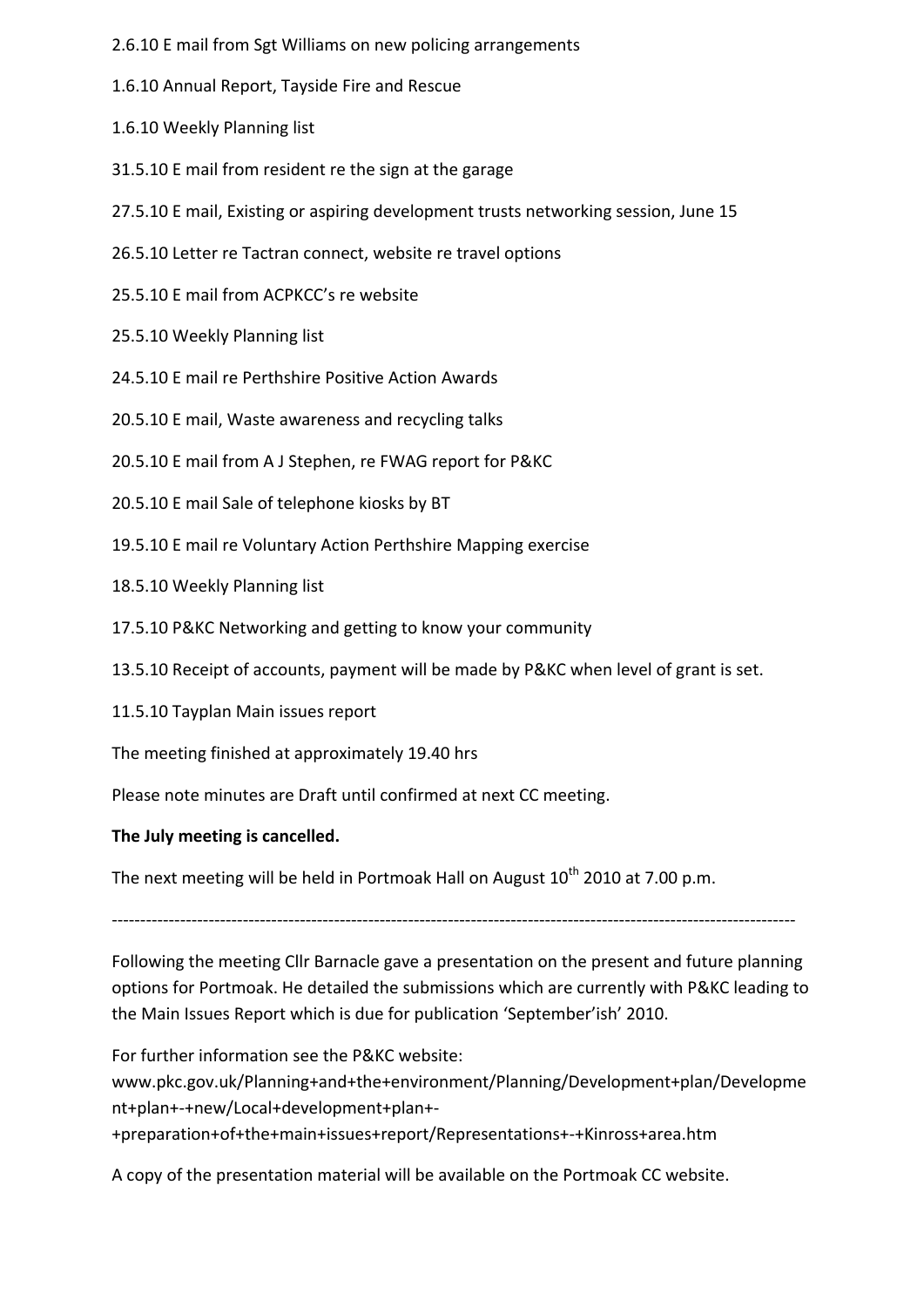2.6.10 E mail from Sgt Williams on new policing arrangements

1.6.10 Annual Report, Tayside Fire and Rescue

1.6.10 Weekly Planning list

31.5.10 E mail from resident re the sign at the garage

27.5.10 E mail, Existing or aspiring development trusts networking session, June 15

26.5.10 Letter re Tactran connect, website re travel options

25.5.10 E mail from ACPKCC's re website

25.5.10 Weekly Planning list

24.5.10 E mail re Perthshire Positive Action Awards

20.5.10 E mail, Waste awareness and recycling talks

20.5.10 E mail from A J Stephen, re FWAG report for P&KC

20.5.10 E mail Sale of telephone kiosks by BT

19.5.10 E mail re Voluntary Action Perthshire Mapping exercise

18.5.10 Weekly Planning list

17.5.10 P&KC Networking and getting to know your community

13.5.10 Receipt of accounts, payment will be made by P&KC when level of grant is set.

11.5.10 Tayplan Main issues report

The meeting finished at approximately 19.40 hrs

Please note minutes are Draft until confirmed at next CC meeting.

**The July meeting is cancelled.**

The next meeting will be held in Portmoak Hall on August 10th 2010 at 7.00 p.m.

---

Following the meeting Cllr Barnacle gave a presentation on the present and future planning options for Portmoak. He detailed the submissions which are currently with P&KC leading to the Main Issues Report which is due for publication 'September'ish' 2010.

For further information see the P&KC website:
www.pkc.gov.uk/Planning+and+the+environment/Planning/Development+plan/Development+plan+-+new/Local+development+plan+-+preparation+of+the+main+issues+report/Representations+-+Kinross+area.htm

A copy of the presentation material will be available on the Portmoak CC website.